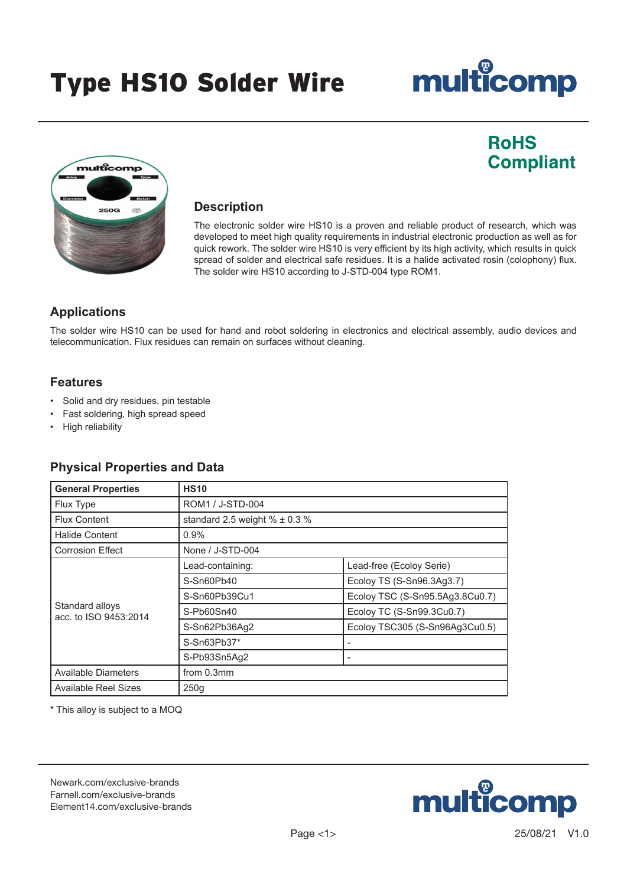# Type HS10 Solder Wire

**RoHS Compliant**

## Description

The electronic solder wire HS10 is a proven and reliable product of research, which was developed to meet high quality requirements in industrial electronic production as well as for quick rework. The solder wire HS10 is very efficient by its high activity, which results in quick spread of solder and electrical safe residues. It is a halide activated rosin (colophony) flux. The solder wire HS10 according to J-STD-004 type ROM1.

## Applications

The solder wire HS10 can be used for hand and robot soldering in electronics and electrical assembly, audio devices and telecommunication. Flux residues can remain on surfaces without cleaning.

## Features

- Solid and dry residues, pin testable
- Fast soldering, high spread speed
- High reliability

## Physical Properties and Data

| General Properties | HS10 | |
|---|---|---|
| Flux Type | ROM1 / J-STD-004 | |
| Flux Content | standard 2.5 weight % ± 0.3 % | |
| Halide Content | 0.9% | |
| Corrosion Effect | None / J-STD-004 | |
| Standard alloys acc. to ISO 9453:2014 | Lead-containing: | Lead-free (Ecoloy Serie) |
| | S-Sn60Pb40 | Ecoloy TS (S-Sn96.3Ag3.7) |
| | S-Sn60Pb39Cu1 | Ecoloy TSC (S-Sn95.5Ag3.8Cu0.7) |
| | S-Pb60Sn40 | Ecoloy TC (S-Sn99.3Cu0.7) |
| | S-Sn62Pb36Ag2 | Ecoloy TSC305 (S-Sn96Ag3Cu0.5) |
| | S-Sn63Pb37* | - |
| | S-Pb93Sn5Ag2 | - |
| Available Diameters | from 0.3mm | |
| Available Reel Sizes | 250g | |

* This alloy is subject to a MOQ

Newark.com/exclusive-brands
Farnell.com/exclusive-brands
Element14.com/exclusive-brands

25/08/21 V1.0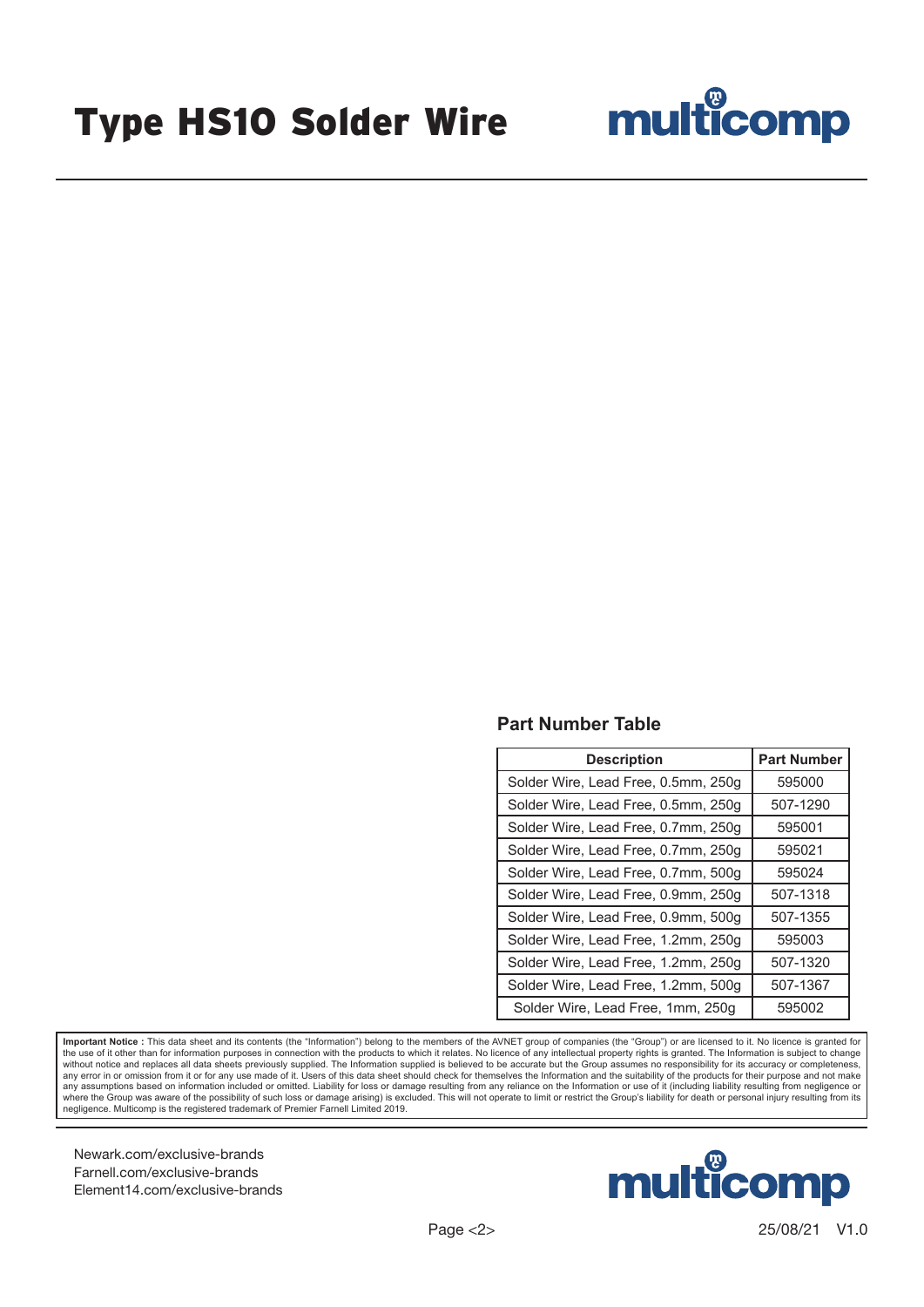## Part Number Table

| Description | Part Number |
| --- | --- |
| Solder Wire, Lead Free, 0.5mm, 250g | 595000 |
| Solder Wire, Lead Free, 0.5mm, 250g | 507-1290 |
| Solder Wire, Lead Free, 0.7mm, 250g | 595001 |
| Solder Wire, Lead Free, 0.7mm, 250g | 595021 |
| Solder Wire, Lead Free, 0.7mm, 500g | 595024 |
| Solder Wire, Lead Free, 0.9mm, 250g | 507-1318 |
| Solder Wire, Lead Free, 0.9mm, 500g | 507-1355 |
| Solder Wire, Lead Free, 1.2mm, 250g | 595003 |
| Solder Wire, Lead Free, 1.2mm, 250g | 507-1320 |
| Solder Wire, Lead Free, 1.2mm, 500g | 507-1367 |
| Solder Wire, Lead Free, 1mm, 250g | 595002 |

**Important Notice :** This data sheet and its contents (the "Information") belong to the members of the AVNET group of companies (the "Group") or are licensed to it. No licence is granted for the use of it other than for information purposes in connection with the products to which it relates. No licence of any intellectual property rights is granted. The Information is subject to change without notice and replaces all data sheets previously supplied. The Information supplied is believed to be accurate but the Group assumes no responsibility for its accuracy or completeness, any error in or omission from it or for any use made of it. Users of this data sheet should check for themselves the Information and the suitability of the products for their purpose and not make any assumptions based on information included or omitted. Liability for loss or damage resulting from any reliance on the Information or use of it (including liability resulting from negligence or where the Group was aware of the possibility of such loss or damage arising) is excluded. This will not operate to limit or restrict the Group's liability for death or personal injury resulting from its negligence. Multicomp is the registered trademark of Premier Farnell Limited 2019.

Newark.com/exclusive-brands
Farnell.com/exclusive-brands
Element14.com/exclusive-brands

25/08/21 V1.0